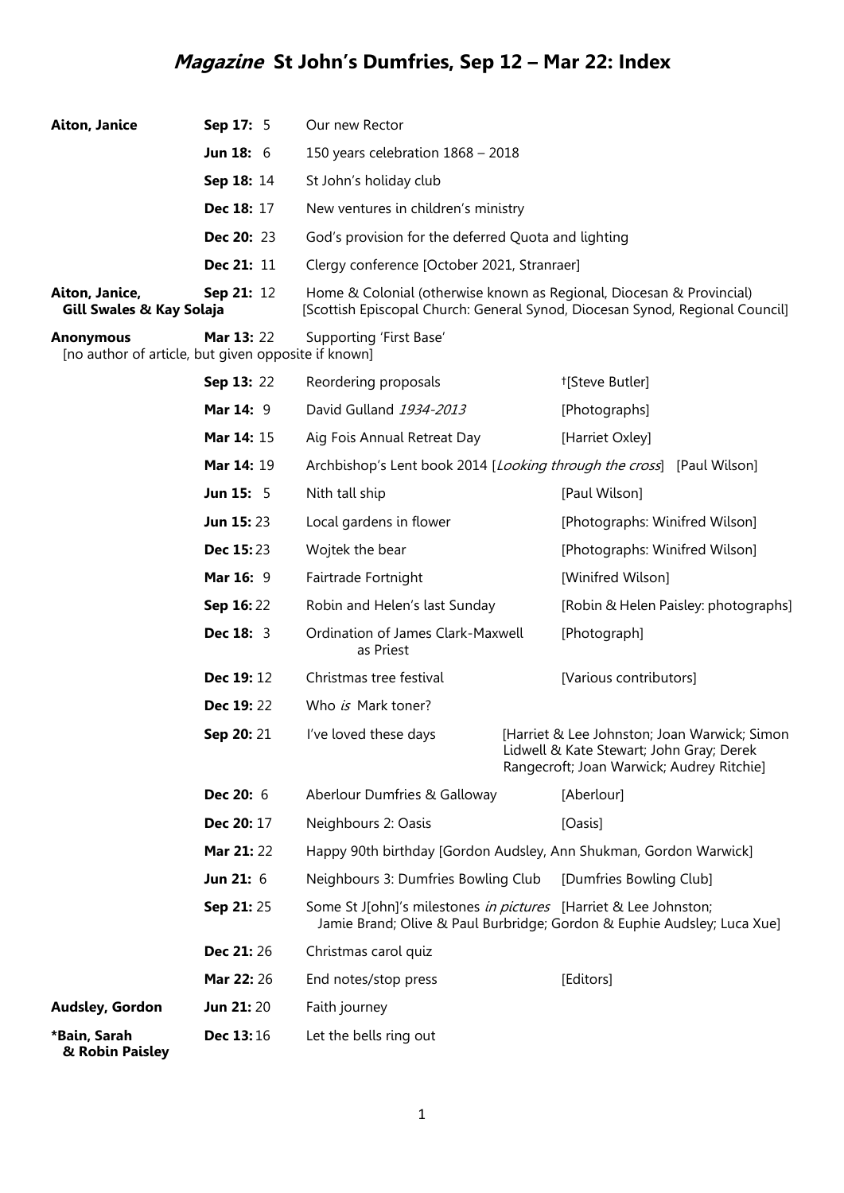# *Magazine* St John's Dumfries, Sep 12 – Mar 22: Index

| Author | Issue | Title | Notes |
|---|---|---|---|
| **Aiton, Janice** | **Sep 17:** 5 | Our new Rector | |
| | **Jun 18:** 6 | 150 years celebration 1868 – 2018 | |
| | **Sep 18:** 14 | St John's holiday club | |
| | **Dec 18:** 17 | New ventures in children's ministry | |
| | **Dec 20:** 23 | God's provision for the deferred Quota and lighting | |
| | **Dec 21:** 11 | Clergy conference [October 2021, Stranraer] | |
| **Aiton, Janice, Gill Swales & Kay Solaja** | **Sep 21:** 12 | Home & Colonial (otherwise known as Regional, Diocesan & Provincial) [Scottish Episcopal Church: General Synod, Diocesan Synod, Regional Council] | |
| **Anonymous** [no author of article, but given opposite if known] | **Mar 13:** 22 | Supporting 'First Base' | |
| | **Sep 13:** 22 | Reordering proposals | †[Steve Butler] |
| | **Mar 14:** 9 | David Gulland *1934-2013* | [Photographs] |
| | **Mar 14:** 15 | Aig Fois Annual Retreat Day | [Harriet Oxley] |
| | **Mar 14:** 19 | Archbishop's Lent book 2014 [*Looking through the cross*] | [Paul Wilson] |
| | **Jun 15:** 5 | Nith tall ship | [Paul Wilson] |
| | **Jun 15:** 23 | Local gardens in flower | [Photographs: Winifred Wilson] |
| | **Dec 15:** 23 | Wojtek the bear | [Photographs: Winifred Wilson] |
| | **Mar 16:** 9 | Fairtrade Fortnight | [Winifred Wilson] |
| | **Sep 16:** 22 | Robin and Helen's last Sunday | [Robin & Helen Paisley: photographs] |
| | **Dec 18:** 3 | Ordination of James Clark-Maxwell as Priest | [Photograph] |
| | **Dec 19:** 12 | Christmas tree festival | [Various contributors] |
| | **Dec 19:** 22 | Who *is* Mark toner? | |
| | **Sep 20:** 21 | I've loved these days | [Harriet & Lee Johnston; Joan Warwick; Simon Lidwell & Kate Stewart; John Gray; Derek Rangecroft; Joan Warwick; Audrey Ritchie] |
| | **Dec 20:** 6 | Aberlour Dumfries & Galloway | [Aberlour] |
| | **Dec 20:** 17 | Neighbours 2: Oasis | [Oasis] |
| | **Mar 21:** 22 | Happy 90th birthday [Gordon Audsley, Ann Shukman, Gordon Warwick] | |
| | **Jun 21:** 6 | Neighbours 3: Dumfries Bowling Club | [Dumfries Bowling Club] |
| | **Sep 21:** 25 | Some St J[ohn]'s milestones *in pictures* | [Harriet & Lee Johnston; Jamie Brand; Olive & Paul Burbridge; Gordon & Euphie Audsley; Luca Xue] |
| | **Dec 21:** 26 | Christmas carol quiz | |
| | **Mar 22:** 26 | End notes/stop press | [Editors] |
| **Audsley, Gordon** | **Jun 21:** 20 | Faith journey | |
| **\*Bain, Sarah & Robin Paisley** | **Dec 13:** 16 | Let the bells ring out | |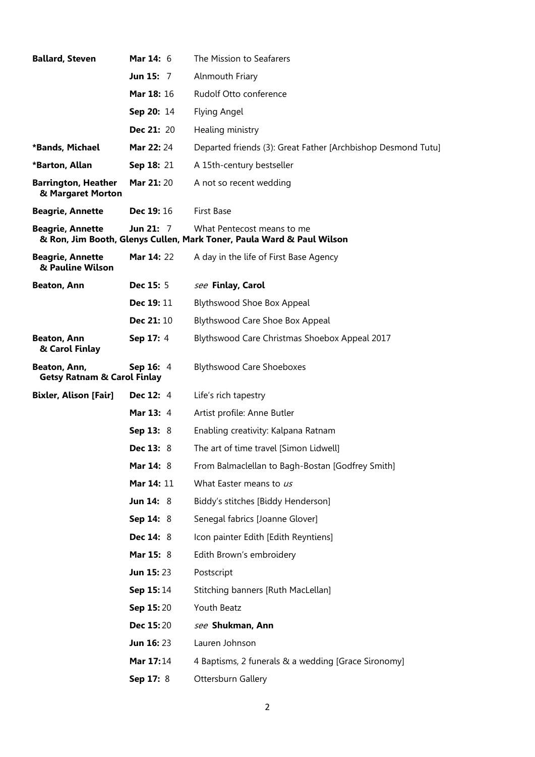| | | |
|---|---|---|
| **Ballard, Steven** | **Mar 14:** 6 | The Mission to Seafarers |
| | **Jun 15:** 7 | Alnmouth Friary |
| | **Mar 18:** 16 | Rudolf Otto conference |
| | **Sep 20:** 14 | Flying Angel |
| | **Dec 21:** 20 | Healing ministry |
| **\*Bands, Michael** | **Mar 22:** 24 | Departed friends (3): Great Father [Archbishop Desmond Tutu] |
| **\*Barton, Allan** | **Sep 18:** 21 | A 15th-century bestseller |
| **Barrington, Heather & Margaret Morton** | **Mar 21:** 20 | A not so recent wedding |
| **Beagrie, Annette** | **Dec 19:** 16 | First Base |
| **Beagrie, Annette & Ron, Jim Booth, Glenys Cullen, Mark Toner, Paula Ward & Paul Wilson** | **Jun 21:** 7 | What Pentecost means to me |
| **Beagrie, Annette & Pauline Wilson** | **Mar 14:** 22 | A day in the life of First Base Agency |
| **Beaton, Ann** | **Dec 15:** 5 | *see* **Finlay, Carol** |
| | **Dec 19:** 11 | Blythswood Shoe Box Appeal |
| | **Dec 21:** 10 | Blythswood Care Shoe Box Appeal |
| **Beaton, Ann & Carol Finlay** | **Sep 17:** 4 | Blythswood Care Christmas Shoebox Appeal 2017 |
| **Beaton, Ann, Getsy Ratnam & Carol Finlay** | **Sep 16:** 4 | Blythswood Care Shoeboxes |
| **Bixler, Alison [Fair]** | **Dec 12:** 4 | Life's rich tapestry |
| | **Mar 13:** 4 | Artist profile: Anne Butler |
| | **Sep 13:** 8 | Enabling creativity: Kalpana Ratnam |
| | **Dec 13:** 8 | The art of time travel [Simon Lidwell] |
| | **Mar 14:** 8 | From Balmaclellan to Bagh-Bostan [Godfrey Smith] |
| | **Mar 14:** 11 | What Easter means to *us* |
| | **Jun 14:** 8 | Biddy's stitches [Biddy Henderson] |
| | **Sep 14:** 8 | Senegal fabrics [Joanne Glover] |
| | **Dec 14:** 8 | Icon painter Edith [Edith Reyntiens] |
| | **Mar 15:** 8 | Edith Brown's embroidery |
| | **Jun 15:** 23 | Postscript |
| | **Sep 15:** 14 | Stitching banners [Ruth MacLellan] |
| | **Sep 15:** 20 | Youth Beatz |
| | **Dec 15:** 20 | *see* **Shukman, Ann** |
| | **Jun 16:** 23 | Lauren Johnson |
| | **Mar 17:** 14 | 4 Baptisms, 2 funerals & a wedding [Grace Sironomy] |
| | **Sep 17:** 8 | Ottersburn Gallery |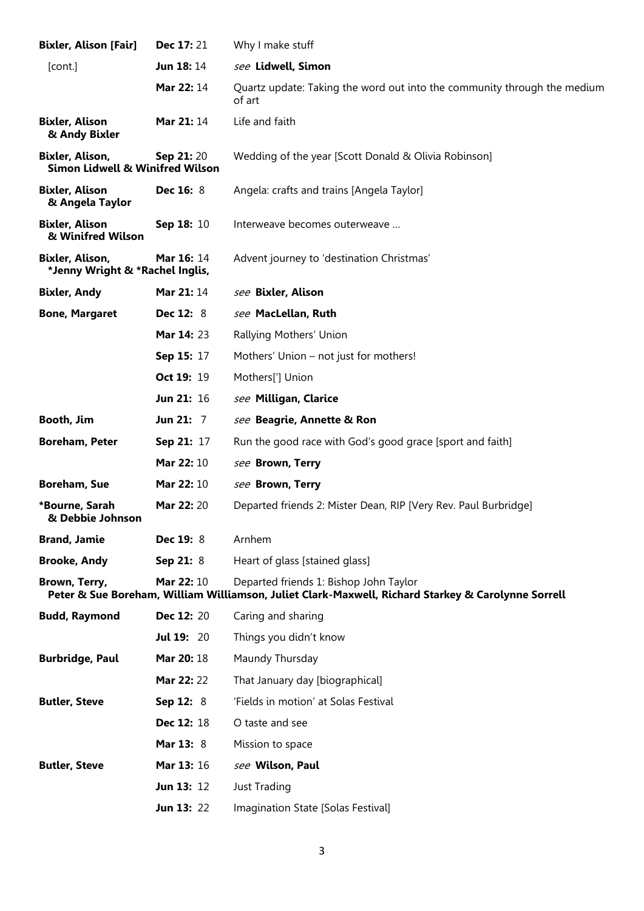| | | |
|---|---|---|
| **Bixler, Alison [Fair]** | **Dec 17:** 21 | Why I make stuff |
| [cont.] | **Jun 18:** 14 | *see* **Lidwell, Simon** |
| | **Mar 22:** 14 | Quartz update: Taking the word out into the community through the medium of art |
| **Bixler, Alison & Andy Bixler** | **Mar 21:** 14 | Life and faith |
| **Bixler, Alison, Simon Lidwell & Winifred Wilson** | **Sep 21:** 20 | Wedding of the year [Scott Donald & Olivia Robinson] |
| **Bixler, Alison & Angela Taylor** | **Dec 16:** 8 | Angela: crafts and trains [Angela Taylor] |
| **Bixler, Alison & Winifred Wilson** | **Sep 18:** 10 | Interweave becomes outerweave … |
| **Bixler, Alison, *Jenny Wright & *Rachel Inglis,** | **Mar 16:** 14 | Advent journey to 'destination Christmas' |
| **Bixler, Andy** | **Mar 21:** 14 | *see* **Bixler, Alison** |
| **Bone, Margaret** | **Dec 12:** 8 | *see* **MacLellan, Ruth** |
| | **Mar 14:** 23 | Rallying Mothers' Union |
| | **Sep 15:** 17 | Mothers' Union – not just for mothers! |
| | **Oct 19:** 19 | Mothers['] Union |
| | **Jun 21:** 16 | *see* **Milligan, Clarice** |
| **Booth, Jim** | **Jun 21:** 7 | *see* **Beagrie, Annette & Ron** |
| **Boreham, Peter** | **Sep 21:** 17 | Run the good race with God's good grace [sport and faith] |
| | **Mar 22:** 10 | *see* **Brown, Terry** |
| **Boreham, Sue** | **Mar 22:** 10 | *see* **Brown, Terry** |
| ***Bourne, Sarah & Debbie Johnson** | **Mar 22:** 20 | Departed friends 2: Mister Dean, RIP [Very Rev. Paul Burbridge] |
| **Brand, Jamie** | **Dec 19:** 8 | Arnhem |
| **Brooke, Andy** | **Sep 21:** 8 | Heart of glass [stained glass] |
| **Brown, Terry, Peter & Sue Boreham, William Williamson, Juliet Clark-Maxwell, Richard Starkey & Carolynne Sorrell** | **Mar 22:** 10 | Departed friends 1: Bishop John Taylor |
| **Budd, Raymond** | **Dec 12:** 20 | Caring and sharing |
| | **Jul 19:** 20 | Things you didn't know |
| **Burbridge, Paul** | **Mar 20:** 18 | Maundy Thursday |
| | **Mar 22:** 22 | That January day [biographical] |
| **Butler, Steve** | **Sep 12:** 8 | 'Fields in motion' at Solas Festival |
| | **Dec 12:** 18 | O taste and see |
| | **Mar 13:** 8 | Mission to space |
| **Butler, Steve** | **Mar 13:** 16 | *see* **Wilson, Paul** |
| | **Jun 13:** 12 | Just Trading |
| | **Jun 13:** 22 | Imagination State [Solas Festival] |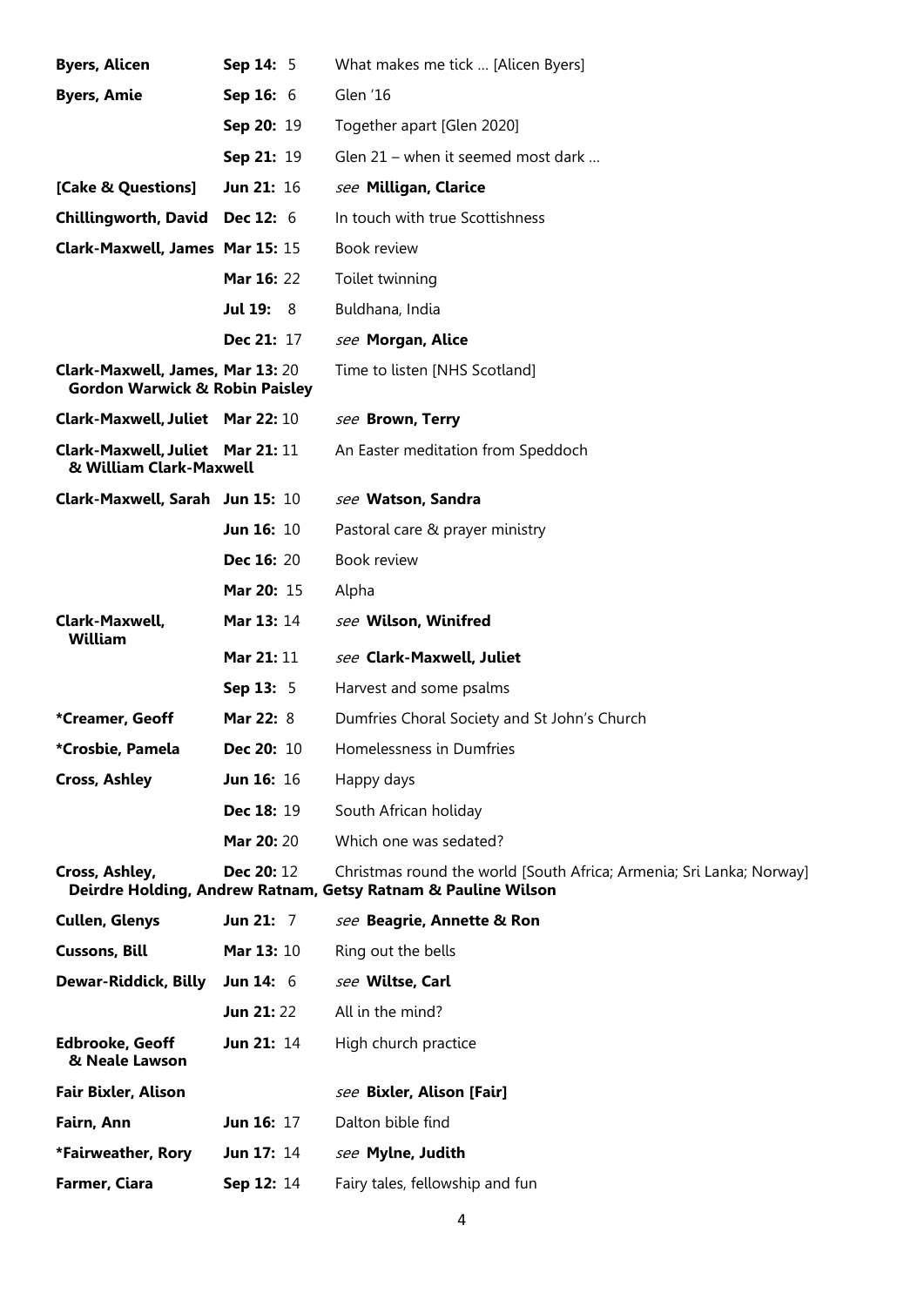| | | |
|---|---|---|
| **Byers, Alicen** | **Sep 14:** 5 | What makes me tick … [Alicen Byers] |
| **Byers, Amie** | **Sep 16:** 6 | Glen '16 |
| | **Sep 20:** 19 | Together apart [Glen 2020] |
| | **Sep 21:** 19 | Glen 21 – when it seemed most dark … |
| **[Cake & Questions]** | **Jun 21:** 16 | *see* **Milligan, Clarice** |
| **Chillingworth, David** | **Dec 12:** 6 | In touch with true Scottishness |
| **Clark-Maxwell, James** | **Mar 15:** 15 | Book review |
| | **Mar 16:** 22 | Toilet twinning |
| | **Jul 19:** 8 | Buldhana, India |
| | **Dec 21:** 17 | *see* **Morgan, Alice** |
| **Clark-Maxwell, James, Gordon Warwick & Robin Paisley** | **Mar 13:** 20 | Time to listen [NHS Scotland] |
| **Clark-Maxwell, Juliet** | **Mar 22:** 10 | *see* **Brown, Terry** |
| **Clark-Maxwell, Juliet & William Clark-Maxwell** | **Mar 21:** 11 | An Easter meditation from Speddoch |
| **Clark-Maxwell, Sarah** | **Jun 15:** 10 | *see* **Watson, Sandra** |
| | **Jun 16:** 10 | Pastoral care & prayer ministry |
| | **Dec 16:** 20 | Book review |
| | **Mar 20:** 15 | Alpha |
| **Clark-Maxwell, William** | **Mar 13:** 14 | *see* **Wilson, Winifred** |
| | **Mar 21:** 11 | *see* **Clark-Maxwell, Juliet** |
| | **Sep 13:** 5 | Harvest and some psalms |
| **\*Creamer, Geoff** | **Mar 22:** 8 | Dumfries Choral Society and St John's Church |
| **\*Crosbie, Pamela** | **Dec 20:** 10 | Homelessness in Dumfries |
| **Cross, Ashley** | **Jun 16:** 16 | Happy days |
| | **Dec 18:** 19 | South African holiday |
| | **Mar 20:** 20 | Which one was sedated? |
| **Cross, Ashley, Deirdre Holding, Andrew Ratnam, Getsy Ratnam & Pauline Wilson** | **Dec 20:** 12 | Christmas round the world [South Africa; Armenia; Sri Lanka; Norway] |
| **Cullen, Glenys** | **Jun 21:** 7 | *see* **Beagrie, Annette & Ron** |
| **Cussons, Bill** | **Mar 13:** 10 | Ring out the bells |
| **Dewar-Riddick, Billy** | **Jun 14:** 6 | *see* **Wiltse, Carl** |
| | **Jun 21:** 22 | All in the mind? |
| **Edbrooke, Geoff & Neale Lawson** | **Jun 21:** 14 | High church practice |
| **Fair Bixler, Alison** | | *see* **Bixler, Alison [Fair]** |
| **Fairn, Ann** | **Jun 16:** 17 | Dalton bible find |
| **\*Fairweather, Rory** | **Jun 17:** 14 | *see* **Mylne, Judith** |
| **Farmer, Ciara** | **Sep 12:** 14 | Fairy tales, fellowship and fun |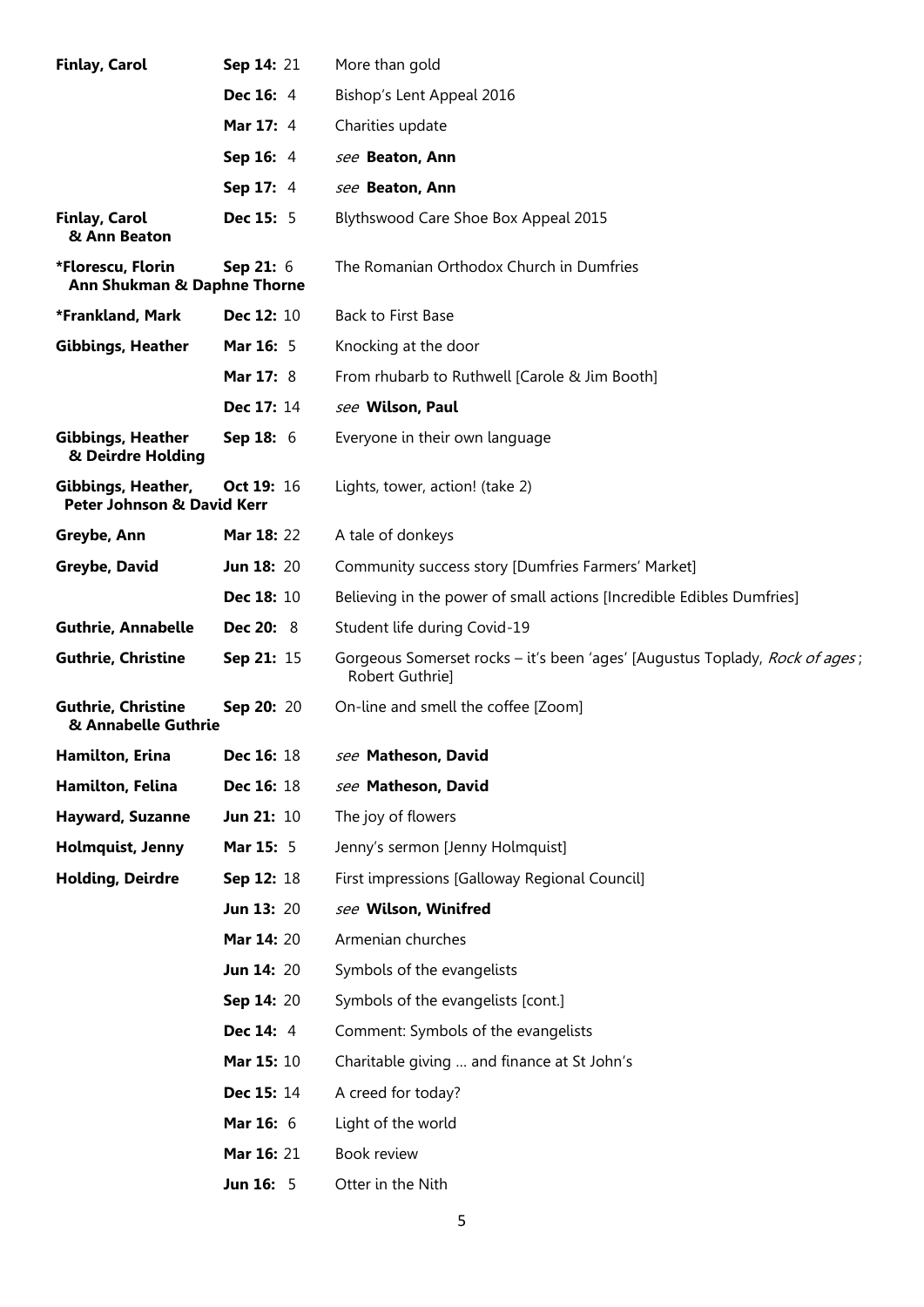| | | |
|---|---|---|
| **Finlay, Carol** | **Sep 14:** 21 | More than gold |
| | **Dec 16:** 4 | Bishop's Lent Appeal 2016 |
| | **Mar 17:** 4 | Charities update |
| | **Sep 16:** 4 | *see* **Beaton, Ann** |
| | **Sep 17:** 4 | *see* **Beaton, Ann** |
| **Finlay, Carol & Ann Beaton** | **Dec 15:** 5 | Blythswood Care Shoe Box Appeal 2015 |
| ***Florescu, Florin Ann Shukman & Daphne Thorne** | **Sep 21:** 6 | The Romanian Orthodox Church in Dumfries |
| ***Frankland, Mark** | **Dec 12:** 10 | Back to First Base |
| **Gibbings, Heather** | **Mar 16:** 5 | Knocking at the door |
| | **Mar 17:** 8 | From rhubarb to Ruthwell [Carole & Jim Booth] |
| | **Dec 17:** 14 | *see* **Wilson, Paul** |
| **Gibbings, Heather & Deirdre Holding** | **Sep 18:** 6 | Everyone in their own language |
| **Gibbings, Heather, Peter Johnson & David Kerr** | **Oct 19:** 16 | Lights, tower, action! (take 2) |
| **Greybe, Ann** | **Mar 18:** 22 | A tale of donkeys |
| **Greybe, David** | **Jun 18:** 20 | Community success story [Dumfries Farmers' Market] |
| | **Dec 18:** 10 | Believing in the power of small actions [Incredible Edibles Dumfries] |
| **Guthrie, Annabelle** | **Dec 20:** 8 | Student life during Covid-19 |
| **Guthrie, Christine** | **Sep 21:** 15 | Gorgeous Somerset rocks – it's been 'ages' [Augustus Toplady, *Rock of ages*; Robert Guthrie] |
| **Guthrie, Christine & Annabelle Guthrie** | **Sep 20:** 20 | On-line and smell the coffee [Zoom] |
| **Hamilton, Erina** | **Dec 16:** 18 | *see* **Matheson, David** |
| **Hamilton, Felina** | **Dec 16:** 18 | *see* **Matheson, David** |
| **Hayward, Suzanne** | **Jun 21:** 10 | The joy of flowers |
| **Holmquist, Jenny** | **Mar 15:** 5 | Jenny's sermon [Jenny Holmquist] |
| **Holding, Deirdre** | **Sep 12:** 18 | First impressions [Galloway Regional Council] |
| | **Jun 13:** 20 | *see* **Wilson, Winifred** |
| | **Mar 14:** 20 | Armenian churches |
| | **Jun 14:** 20 | Symbols of the evangelists |
| | **Sep 14:** 20 | Symbols of the evangelists [cont.] |
| | **Dec 14:** 4 | Comment: Symbols of the evangelists |
| | **Mar 15:** 10 | Charitable giving … and finance at St John's |
| | **Dec 15:** 14 | A creed for today? |
| | **Mar 16:** 6 | Light of the world |
| | **Mar 16:** 21 | Book review |
| | **Jun 16:** 5 | Otter in the Nith |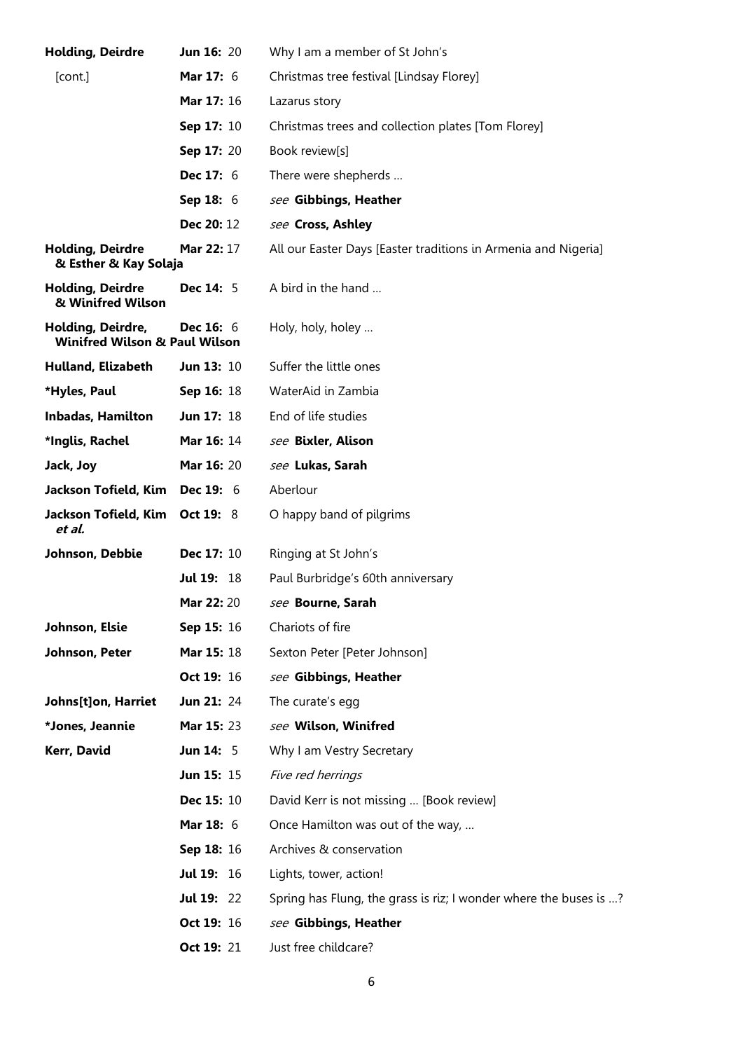| | | |
|---|---|---|
| **Holding, Deirdre** | **Jun 16:** 20 | Why I am a member of St John's |
| [cont.] | **Mar 17:** 6 | Christmas tree festival [Lindsay Florey] |
| | **Mar 17:** 16 | Lazarus story |
| | **Sep 17:** 10 | Christmas trees and collection plates [Tom Florey] |
| | **Sep 17:** 20 | Book review[s] |
| | **Dec 17:** 6 | There were shepherds … |
| | **Sep 18:** 6 | *see* **Gibbings, Heather** |
| | **Dec 20:** 12 | *see* **Cross, Ashley** |
| **Holding, Deirdre & Esther & Kay Solaja** | **Mar 22:** 17 | All our Easter Days [Easter traditions in Armenia and Nigeria] |
| **Holding, Deirdre & Winifred Wilson** | **Dec 14:** 5 | A bird in the hand … |
| **Holding, Deirdre, Winifred Wilson & Paul Wilson** | **Dec 16:** 6 | Holy, holy, holey … |
| **Hulland, Elizabeth** | **Jun 13:** 10 | Suffer the little ones |
| **\*Hyles, Paul** | **Sep 16:** 18 | WaterAid in Zambia |
| **Inbadas, Hamilton** | **Jun 17:** 18 | End of life studies |
| **\*Inglis, Rachel** | **Mar 16:** 14 | *see* **Bixler, Alison** |
| **Jack, Joy** | **Mar 16:** 20 | *see* **Lukas, Sarah** |
| **Jackson Tofield, Kim** | **Dec 19:** 6 | Aberlour |
| **Jackson Tofield, Kim *et al.*** | **Oct 19:** 8 | O happy band of pilgrims |
| **Johnson, Debbie** | **Dec 17:** 10 | Ringing at St John's |
| | **Jul 19:** 18 | Paul Burbridge's 60th anniversary |
| | **Mar 22:** 20 | *see* **Bourne, Sarah** |
| **Johnson, Elsie** | **Sep 15:** 16 | Chariots of fire |
| **Johnson, Peter** | **Mar 15:** 18 | Sexton Peter [Peter Johnson] |
| | **Oct 19:** 16 | *see* **Gibbings, Heather** |
| **Johns[t]on, Harriet** | **Jun 21:** 24 | The curate's egg |
| **\*Jones, Jeannie** | **Mar 15:** 23 | *see* **Wilson, Winifred** |
| **Kerr, David** | **Jun 14:** 5 | Why I am Vestry Secretary |
| | **Jun 15:** 15 | *Five red herrings* |
| | **Dec 15:** 10 | David Kerr is not missing … [Book review] |
| | **Mar 18:** 6 | Once Hamilton was out of the way, … |
| | **Sep 18:** 16 | Archives & conservation |
| | **Jul 19:** 16 | Lights, tower, action! |
| | **Jul 19:** 22 | Spring has Flung, the grass is riz; I wonder where the buses is …? |
| | **Oct 19:** 16 | *see* **Gibbings, Heather** |
| | **Oct 19:** 21 | Just free childcare? |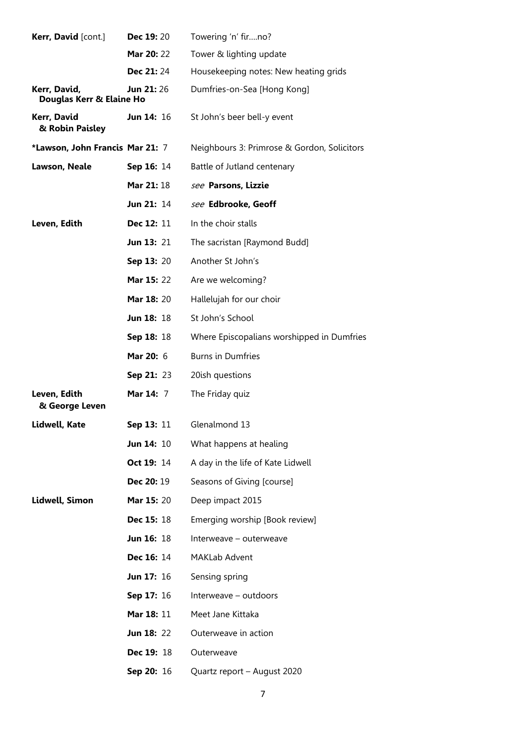| | | |
|---|---|---|
| **Kerr, David** [cont.] | **Dec 19:** 20 | Towering 'n' fir....no? |
| | **Mar 20:** 22 | Tower & lighting update |
| | **Dec 21:** 24 | Housekeeping notes: New heating grids |
| **Kerr, David, Douglas Kerr & Elaine Ho** | **Jun 21:** 26 | Dumfries-on-Sea [Hong Kong] |
| **Kerr, David & Robin Paisley** | **Jun 14:** 16 | St John's beer bell-y event |
| ***Lawson, John Francis** | **Mar 21:** 7 | Neighbours 3: Primrose & Gordon, Solicitors |
| **Lawson, Neale** | **Sep 16:** 14 | Battle of Jutland centenary |
| | **Mar 21:** 18 | *see* **Parsons, Lizzie** |
| | **Jun 21:** 14 | *see* **Edbrooke, Geoff** |
| **Leven, Edith** | **Dec 12:** 11 | In the choir stalls |
| | **Jun 13:** 21 | The sacristan [Raymond Budd] |
| | **Sep 13:** 20 | Another St John's |
| | **Mar 15:** 22 | Are we welcoming? |
| | **Mar 18:** 20 | Hallelujah for our choir |
| | **Jun 18:** 18 | St John's School |
| | **Sep 18:** 18 | Where Episcopalians worshipped in Dumfries |
| | **Mar 20:** 6 | Burns in Dumfries |
| | **Sep 21:** 23 | 20ish questions |
| **Leven, Edith & George Leven** | **Mar 14:** 7 | The Friday quiz |
| **Lidwell, Kate** | **Sep 13:** 11 | Glenalmond 13 |
| | **Jun 14:** 10 | What happens at healing |
| | **Oct 19:** 14 | A day in the life of Kate Lidwell |
| | **Dec 20:** 19 | Seasons of Giving [course] |
| **Lidwell, Simon** | **Mar 15:** 20 | Deep impact 2015 |
| | **Dec 15:** 18 | Emerging worship [Book review] |
| | **Jun 16:** 18 | Interweave – outerweave |
| | **Dec 16:** 14 | MAKLab Advent |
| | **Jun 17:** 16 | Sensing spring |
| | **Sep 17:** 16 | Interweave – outdoors |
| | **Mar 18:** 11 | Meet Jane Kittaka |
| | **Jun 18:** 22 | Outerweave in action |
| | **Dec 19:** 18 | Outerweave |
| | **Sep 20:** 16 | Quartz report – August 2020 |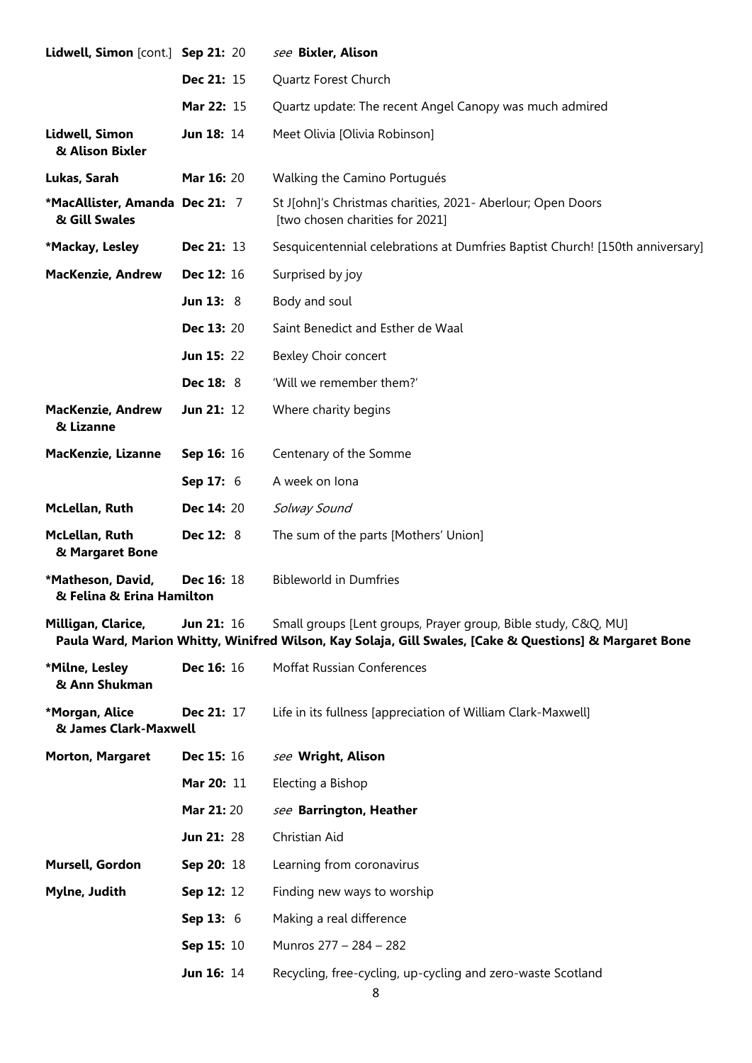| | | |
|---|---|---|
| **Lidwell, Simon** [cont.] | **Sep 21:** 20 | *see* **Bixler, Alison** |
| | **Dec 21:** 15 | Quartz Forest Church |
| | **Mar 22:** 15 | Quartz update: The recent Angel Canopy was much admired |
| **Lidwell, Simon & Alison Bixler** | **Jun 18:** 14 | Meet Olivia [Olivia Robinson] |
| **Lukas, Sarah** | **Mar 16:** 20 | Walking the Camino Portugués |
| ***MacAllister, Amanda & Gill Swales** | **Dec 21:** 7 | St J[ohn]'s Christmas charities, 2021- Aberlour; Open Doors [two chosen charities for 2021] |
| ***Mackay, Lesley** | **Dec 21:** 13 | Sesquicentennial celebrations at Dumfries Baptist Church! [150th anniversary] |
| **MacKenzie, Andrew** | **Dec 12:** 16 | Surprised by joy |
| | **Jun 13:** 8 | Body and soul |
| | **Dec 13:** 20 | Saint Benedict and Esther de Waal |
| | **Jun 15:** 22 | Bexley Choir concert |
| | **Dec 18:** 8 | 'Will we remember them?' |
| **MacKenzie, Andrew & Lizanne** | **Jun 21:** 12 | Where charity begins |
| **MacKenzie, Lizanne** | **Sep 16:** 16 | Centenary of the Somme |
| | **Sep 17:** 6 | A week on Iona |
| **McLellan, Ruth** | **Dec 14:** 20 | *Solway Sound* |
| **McLellan, Ruth & Margaret Bone** | **Dec 12:** 8 | The sum of the parts [Mothers' Union] |
| ***Matheson, David, & Felina & Erina Hamilton** | **Dec 16:** 18 | Bibleworld in Dumfries |
| **Milligan, Clarice, Paula Ward, Marion Whitty, Winifred Wilson, Kay Solaja, Gill Swales, [Cake & Questions] & Margaret Bone** | **Jun 21:** 16 | Small groups [Lent groups, Prayer group, Bible study, C&Q, MU] |
| ***Milne, Lesley & Ann Shukman** | **Dec 16:** 16 | Moffat Russian Conferences |
| ***Morgan, Alice & James Clark-Maxwell** | **Dec 21:** 17 | Life in its fullness [appreciation of William Clark-Maxwell] |
| **Morton, Margaret** | **Dec 15:** 16 | *see* **Wright, Alison** |
| | **Mar 20:** 11 | Electing a Bishop |
| | **Mar 21:** 20 | *see* **Barrington, Heather** |
| | **Jun 21:** 28 | Christian Aid |
| **Mursell, Gordon** | **Sep 20:** 18 | Learning from coronavirus |
| **Mylne, Judith** | **Sep 12:** 12 | Finding new ways to worship |
| | **Sep 13:** 6 | Making a real difference |
| | **Sep 15:** 10 | Munros 277 – 284 – 282 |
| | **Jun 16:** 14 | Recycling, free-cycling, up-cycling and zero-waste Scotland |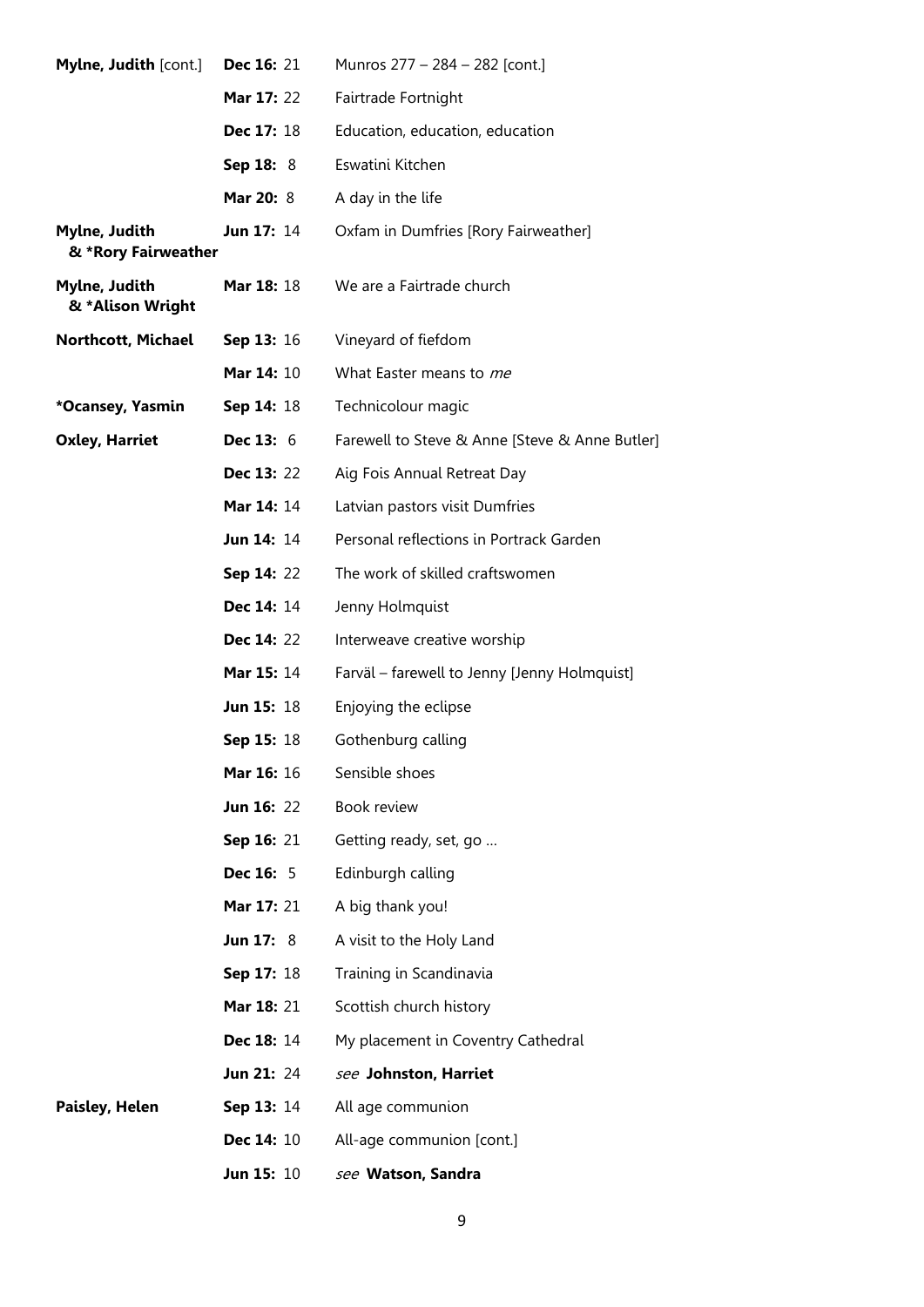| | | |
|---|---|---|
| **Mylne, Judith** [cont.] | **Dec 16:** 21 | Munros 277 – 284 – 282 [cont.] |
| | **Mar 17:** 22 | Fairtrade Fortnight |
| | **Dec 17:** 18 | Education, education, education |
| | **Sep 18:** 8 | Eswatini Kitchen |
| | **Mar 20:** 8 | A day in the life |
| **Mylne, Judith & *Rory Fairweather** | **Jun 17:** 14 | Oxfam in Dumfries [Rory Fairweather] |
| **Mylne, Judith & *Alison Wright** | **Mar 18:** 18 | We are a Fairtrade church |
| **Northcott, Michael** | **Sep 13:** 16 | Vineyard of fiefdom |
| | **Mar 14:** 10 | What Easter means to *me* |
| ***Ocansey, Yasmin** | **Sep 14:** 18 | Technicolour magic |
| **Oxley, Harriet** | **Dec 13:** 6 | Farewell to Steve & Anne [Steve & Anne Butler] |
| | **Dec 13:** 22 | Aig Fois Annual Retreat Day |
| | **Mar 14:** 14 | Latvian pastors visit Dumfries |
| | **Jun 14:** 14 | Personal reflections in Portrack Garden |
| | **Sep 14:** 22 | The work of skilled craftswomen |
| | **Dec 14:** 14 | Jenny Holmquist |
| | **Dec 14:** 22 | Interweave creative worship |
| | **Mar 15:** 14 | Farväl – farewell to Jenny [Jenny Holmquist] |
| | **Jun 15:** 18 | Enjoying the eclipse |
| | **Sep 15:** 18 | Gothenburg calling |
| | **Mar 16:** 16 | Sensible shoes |
| | **Jun 16:** 22 | Book review |
| | **Sep 16:** 21 | Getting ready, set, go … |
| | **Dec 16:** 5 | Edinburgh calling |
| | **Mar 17:** 21 | A big thank you! |
| | **Jun 17:** 8 | A visit to the Holy Land |
| | **Sep 17:** 18 | Training in Scandinavia |
| | **Mar 18:** 21 | Scottish church history |
| | **Dec 18:** 14 | My placement in Coventry Cathedral |
| | **Jun 21:** 24 | *see* **Johnston, Harriet** |
| **Paisley, Helen** | **Sep 13:** 14 | All age communion |
| | **Dec 14:** 10 | All-age communion [cont.] |
| | **Jun 15:** 10 | *see* **Watson, Sandra** |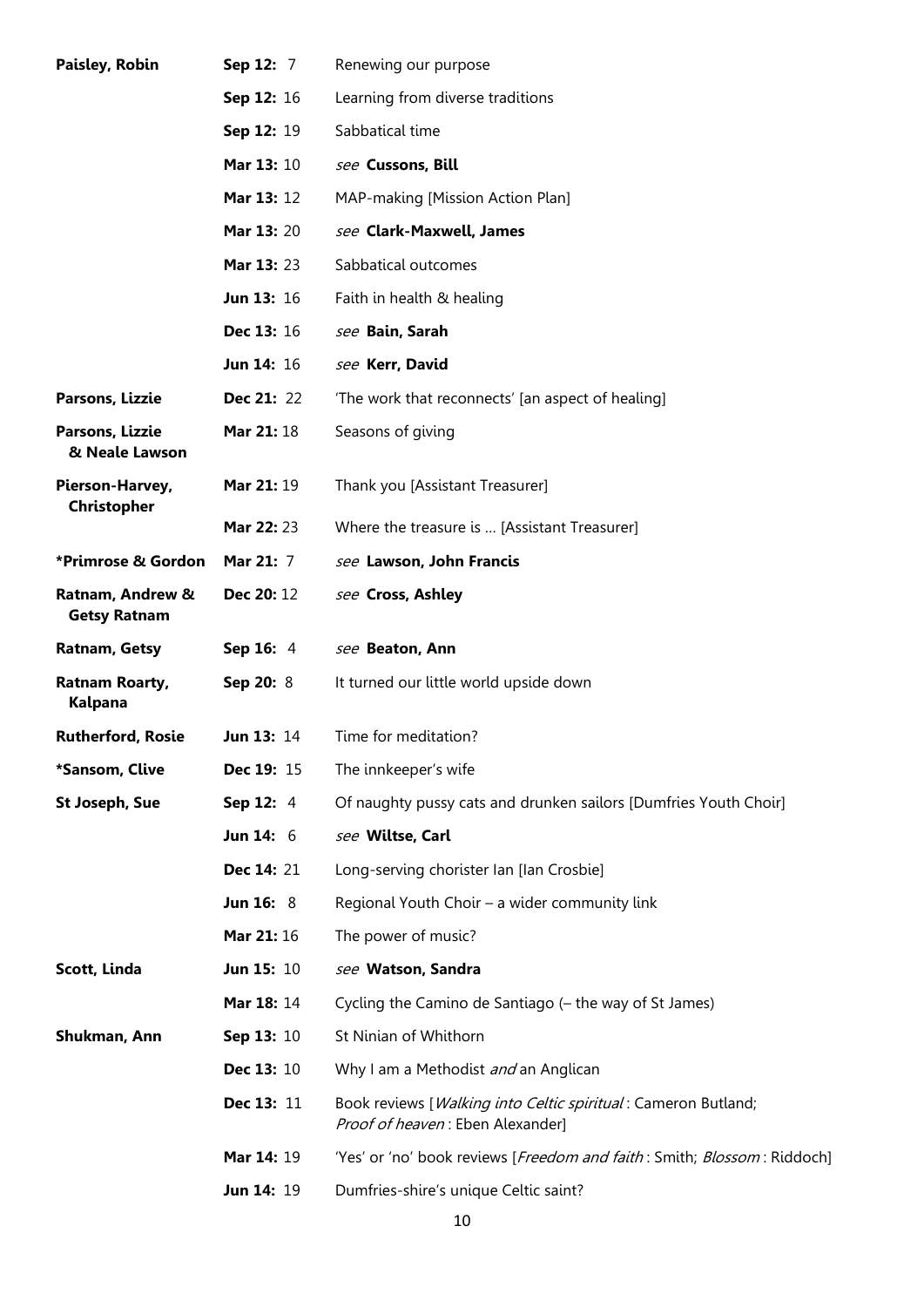| | | |
|---|---|---|
| **Paisley, Robin** | **Sep 12:** 7 | Renewing our purpose |
| | **Sep 12:** 16 | Learning from diverse traditions |
| | **Sep 12:** 19 | Sabbatical time |
| | **Mar 13:** 10 | *see* **Cussons, Bill** |
| | **Mar 13:** 12 | MAP-making [Mission Action Plan] |
| | **Mar 13:** 20 | *see* **Clark-Maxwell, James** |
| | **Mar 13:** 23 | Sabbatical outcomes |
| | **Jun 13:** 16 | Faith in health & healing |
| | **Dec 13:** 16 | *see* **Bain, Sarah** |
| | **Jun 14:** 16 | *see* **Kerr, David** |
| **Parsons, Lizzie** | **Dec 21:** 22 | 'The work that reconnects' [an aspect of healing] |
| **Parsons, Lizzie & Neale Lawson** | **Mar 21:** 18 | Seasons of giving |
| **Pierson-Harvey, Christopher** | **Mar 21:** 19 | Thank you [Assistant Treasurer] |
| | **Mar 22:** 23 | Where the treasure is … [Assistant Treasurer] |
| **\*Primrose & Gordon** | **Mar 21:** 7 | *see* **Lawson, John Francis** |
| **Ratnam, Andrew & Getsy Ratnam** | **Dec 20:** 12 | *see* **Cross, Ashley** |
| **Ratnam, Getsy** | **Sep 16:** 4 | *see* **Beaton, Ann** |
| **Ratnam Roarty, Kalpana** | **Sep 20:** 8 | It turned our little world upside down |
| **Rutherford, Rosie** | **Jun 13:** 14 | Time for meditation? |
| **\*Sansom, Clive** | **Dec 19:** 15 | The innkeeper's wife |
| **St Joseph, Sue** | **Sep 12:** 4 | Of naughty pussy cats and drunken sailors [Dumfries Youth Choir] |
| | **Jun 14:** 6 | *see* **Wiltse, Carl** |
| | **Dec 14:** 21 | Long-serving chorister Ian [Ian Crosbie] |
| | **Jun 16:** 8 | Regional Youth Choir – a wider community link |
| | **Mar 21:** 16 | The power of music? |
| **Scott, Linda** | **Jun 15:** 10 | *see* **Watson, Sandra** |
| | **Mar 18:** 14 | Cycling the Camino de Santiago (– the way of St James) |
| **Shukman, Ann** | **Sep 13:** 10 | St Ninian of Whithorn |
| | **Dec 13:** 10 | Why I am a Methodist *and* an Anglican |
| | **Dec 13:** 11 | Book reviews [*Walking into Celtic spiritual* : Cameron Butland; *Proof of heaven* : Eben Alexander] |
| | **Mar 14:** 19 | 'Yes' or 'no' book reviews [*Freedom and faith* : Smith; *Blossom* : Riddoch] |
| | **Jun 14:** 19 | Dumfries-shire's unique Celtic saint? |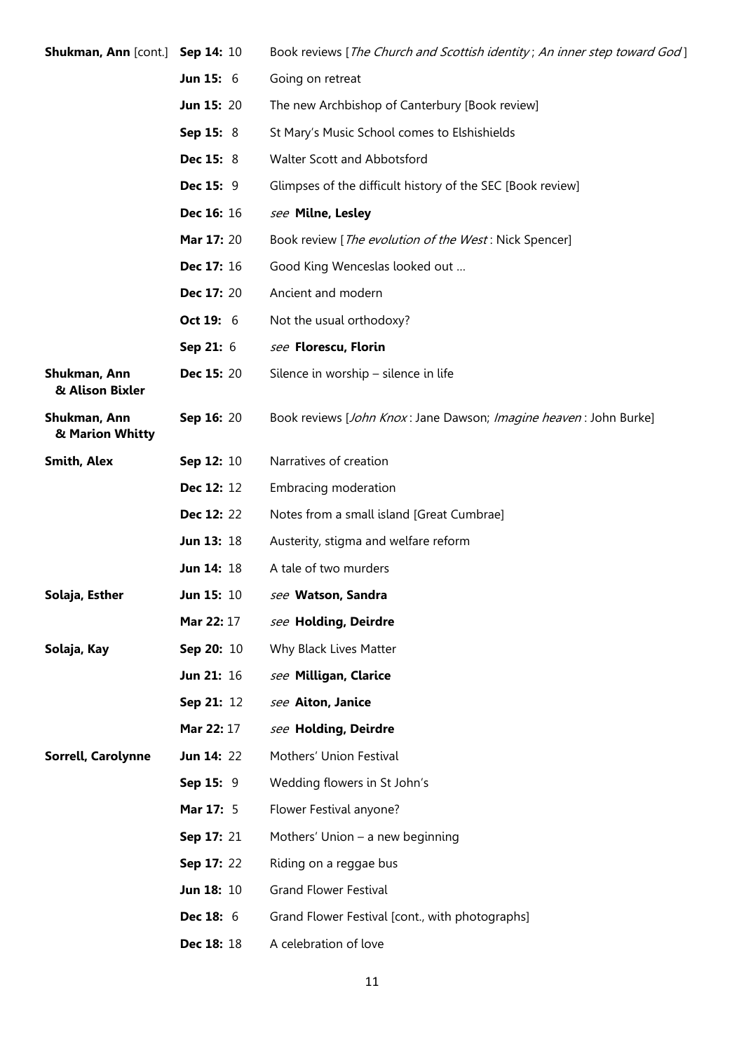| | | |
|---|---|---|
| **Shukman, Ann** [cont.] | **Sep 14:** 10 | Book reviews [*The Church and Scottish identity*; *An inner step toward God*] |
| | **Jun 15:** 6 | Going on retreat |
| | **Jun 15:** 20 | The new Archbishop of Canterbury [Book review] |
| | **Sep 15:** 8 | St Mary's Music School comes to Elshishields |
| | **Dec 15:** 8 | Walter Scott and Abbotsford |
| | **Dec 15:** 9 | Glimpses of the difficult history of the SEC [Book review] |
| | **Dec 16:** 16 | *see* **Milne, Lesley** |
| | **Mar 17:** 20 | Book review [*The evolution of the West*: Nick Spencer] |
| | **Dec 17:** 16 | Good King Wenceslas looked out … |
| | **Dec 17:** 20 | Ancient and modern |
| | **Oct 19:** 6 | Not the usual orthodoxy? |
| | **Sep 21:** 6 | *see* **Florescu, Florin** |
| **Shukman, Ann & Alison Bixler** | **Dec 15:** 20 | Silence in worship – silence in life |
| **Shukman, Ann & Marion Whitty** | **Sep 16:** 20 | Book reviews [*John Knox*: Jane Dawson; *Imagine heaven*: John Burke] |
| **Smith, Alex** | **Sep 12:** 10 | Narratives of creation |
| | **Dec 12:** 12 | Embracing moderation |
| | **Dec 12:** 22 | Notes from a small island [Great Cumbrae] |
| | **Jun 13:** 18 | Austerity, stigma and welfare reform |
| | **Jun 14:** 18 | A tale of two murders |
| **Solaja, Esther** | **Jun 15:** 10 | *see* **Watson, Sandra** |
| | **Mar 22:** 17 | *see* **Holding, Deirdre** |
| **Solaja, Kay** | **Sep 20:** 10 | Why Black Lives Matter |
| | **Jun 21:** 16 | *see* **Milligan, Clarice** |
| | **Sep 21:** 12 | *see* **Aiton, Janice** |
| | **Mar 22:** 17 | *see* **Holding, Deirdre** |
| **Sorrell, Carolynne** | **Jun 14:** 22 | Mothers' Union Festival |
| | **Sep 15:** 9 | Wedding flowers in St John's |
| | **Mar 17:** 5 | Flower Festival anyone? |
| | **Sep 17:** 21 | Mothers' Union – a new beginning |
| | **Sep 17:** 22 | Riding on a reggae bus |
| | **Jun 18:** 10 | Grand Flower Festival |
| | **Dec 18:** 6 | Grand Flower Festival [cont., with photographs] |
| | **Dec 18:** 18 | A celebration of love |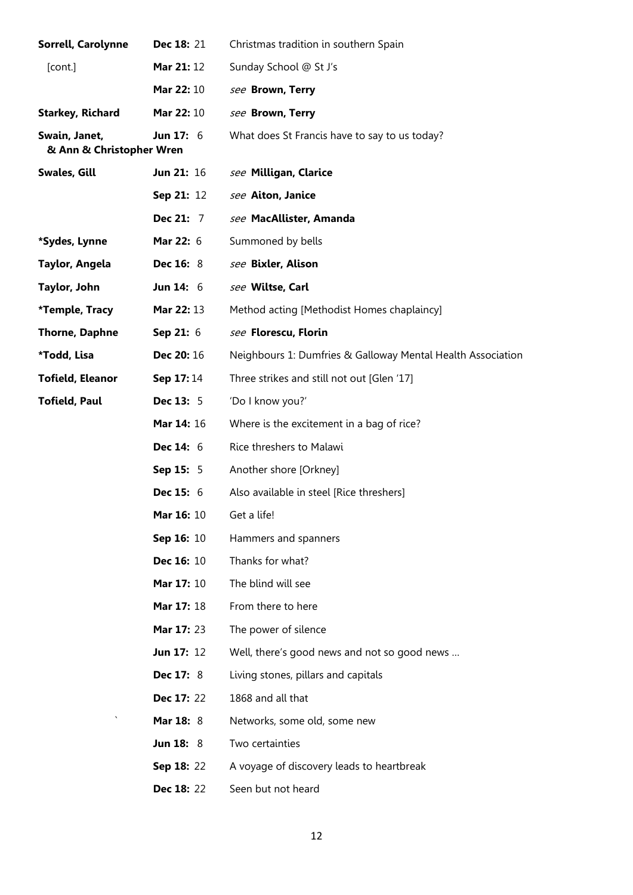| | | |
|---|---|---|
| **Sorrell, Carolynne** | **Dec 18:** 21 | Christmas tradition in southern Spain |
| [cont.] | **Mar 21:** 12 | Sunday School @ St J's |
| | **Mar 22:** 10 | *see* **Brown, Terry** |
| **Starkey, Richard** | **Mar 22:** 10 | *see* **Brown, Terry** |
| **Swain, Janet, & Ann & Christopher Wren** | **Jun 17:** 6 | What does St Francis have to say to us today? |
| **Swales, Gill** | **Jun 21:** 16 | *see* **Milligan, Clarice** |
| | **Sep 21:** 12 | *see* **Aiton, Janice** |
| | **Dec 21:** 7 | *see* **MacAllister, Amanda** |
| ***Sydes, Lynne** | **Mar 22:** 6 | Summoned by bells |
| **Taylor, Angela** | **Dec 16:** 8 | *see* **Bixler, Alison** |
| **Taylor, John** | **Jun 14:** 6 | *see* **Wiltse, Carl** |
| ***Temple, Tracy** | **Mar 22:** 13 | Method acting [Methodist Homes chaplaincy] |
| **Thorne, Daphne** | **Sep 21:** 6 | *see* **Florescu, Florin** |
| ***Todd, Lisa** | **Dec 20:** 16 | Neighbours 1: Dumfries & Galloway Mental Health Association |
| **Tofield, Eleanor** | **Sep 17:** 14 | Three strikes and still not out [Glen '17] |
| **Tofield, Paul** | **Dec 13:** 5 | 'Do I know you?' |
| | **Mar 14:** 16 | Where is the excitement in a bag of rice? |
| | **Dec 14:** 6 | Rice threshers to Malawi |
| | **Sep 15:** 5 | Another shore [Orkney] |
| | **Dec 15:** 6 | Also available in steel [Rice threshers] |
| | **Mar 16:** 10 | Get a life! |
| | **Sep 16:** 10 | Hammers and spanners |
| | **Dec 16:** 10 | Thanks for what? |
| | **Mar 17:** 10 | The blind will see |
| | **Mar 17:** 18 | From there to here |
| | **Mar 17:** 23 | The power of silence |
| | **Jun 17:** 12 | Well, there's good news and not so good news … |
| | **Dec 17:** 8 | Living stones, pillars and capitals |
| | **Dec 17:** 22 | 1868 and all that |
| | **Mar 18:** 8 | Networks, some old, some new |
| | **Jun 18:** 8 | Two certainties |
| | **Sep 18:** 22 | A voyage of discovery leads to heartbreak |
| | **Dec 18:** 22 | Seen but not heard |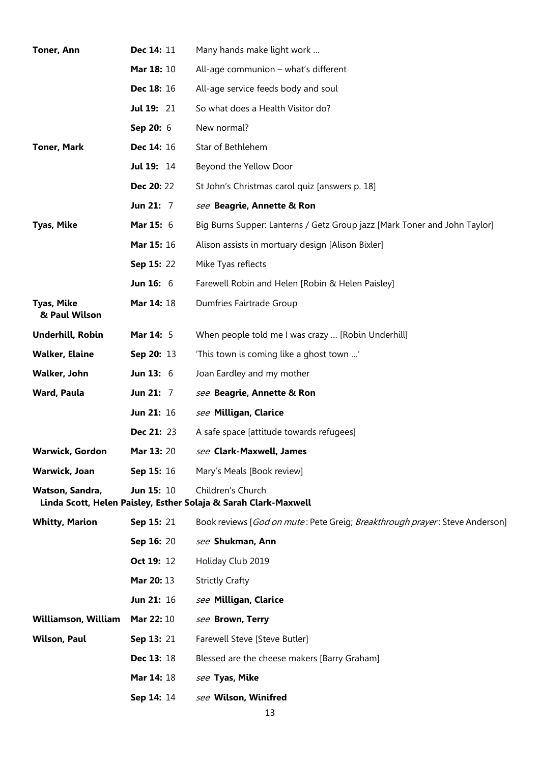| | | |
|---|---|---|
| **Toner, Ann** | **Dec 14:** 11 | Many hands make light work … |
| | **Mar 18:** 10 | All-age communion – what's different |
| | **Dec 18:** 16 | All-age service feeds body and soul |
| | **Jul 19:** 21 | So what does a Health Visitor do? |
| | **Sep 20:** 6 | New normal? |
| **Toner, Mark** | **Dec 14:** 16 | Star of Bethlehem |
| | **Jul 19:** 14 | Beyond the Yellow Door |
| | **Dec 20:** 22 | St John's Christmas carol quiz [answers p. 18] |
| | **Jun 21:** 7 | *see* **Beagrie, Annette & Ron** |
| **Tyas, Mike** | **Mar 15:** 6 | Big Burns Supper: Lanterns / Getz Group jazz [Mark Toner and John Taylor] |
| | **Mar 15:** 16 | Alison assists in mortuary design [Alison Bixler] |
| | **Sep 15:** 22 | Mike Tyas reflects |
| | **Jun 16:** 6 | Farewell Robin and Helen [Robin & Helen Paisley] |
| **Tyas, Mike & Paul Wilson** | **Mar 14:** 18 | Dumfries Fairtrade Group |
| **Underhill, Robin** | **Mar 14:** 5 | When people told me I was crazy … [Robin Underhill] |
| **Walker, Elaine** | **Sep 20:** 13 | 'This town is coming like a ghost town …' |
| **Walker, John** | **Jun 13:** 6 | Joan Eardley and my mother |
| **Ward, Paula** | **Jun 21:** 7 | *see* **Beagrie, Annette & Ron** |
| | **Jun 21:** 16 | *see* **Milligan, Clarice** |
| | **Dec 21:** 23 | A safe space [attitude towards refugees] |
| **Warwick, Gordon** | **Mar 13:** 20 | *see* **Clark-Maxwell, James** |
| **Warwick, Joan** | **Sep 15:** 16 | Mary's Meals [Book review] |
| **Watson, Sandra, Linda Scott, Helen Paisley, Esther Solaja & Sarah Clark-Maxwell** | **Jun 15:** 10 | Children's Church |
| **Whitty, Marion** | **Sep 15:** 21 | Book reviews [*God on mute*: Pete Greig; *Breakthrough prayer*: Steve Anderson] |
| | **Sep 16:** 20 | *see* **Shukman, Ann** |
| | **Oct 19:** 12 | Holiday Club 2019 |
| | **Mar 20:** 13 | Strictly Crafty |
| | **Jun 21:** 16 | *see* **Milligan, Clarice** |
| **Williamson, William** | **Mar 22:** 10 | *see* **Brown, Terry** |
| **Wilson, Paul** | **Sep 13:** 21 | Farewell Steve [Steve Butler] |
| | **Dec 13:** 18 | Blessed are the cheese makers [Barry Graham] |
| | **Mar 14:** 18 | *see* **Tyas, Mike** |
| | **Sep 14:** 14 | *see* **Wilson, Winifred** |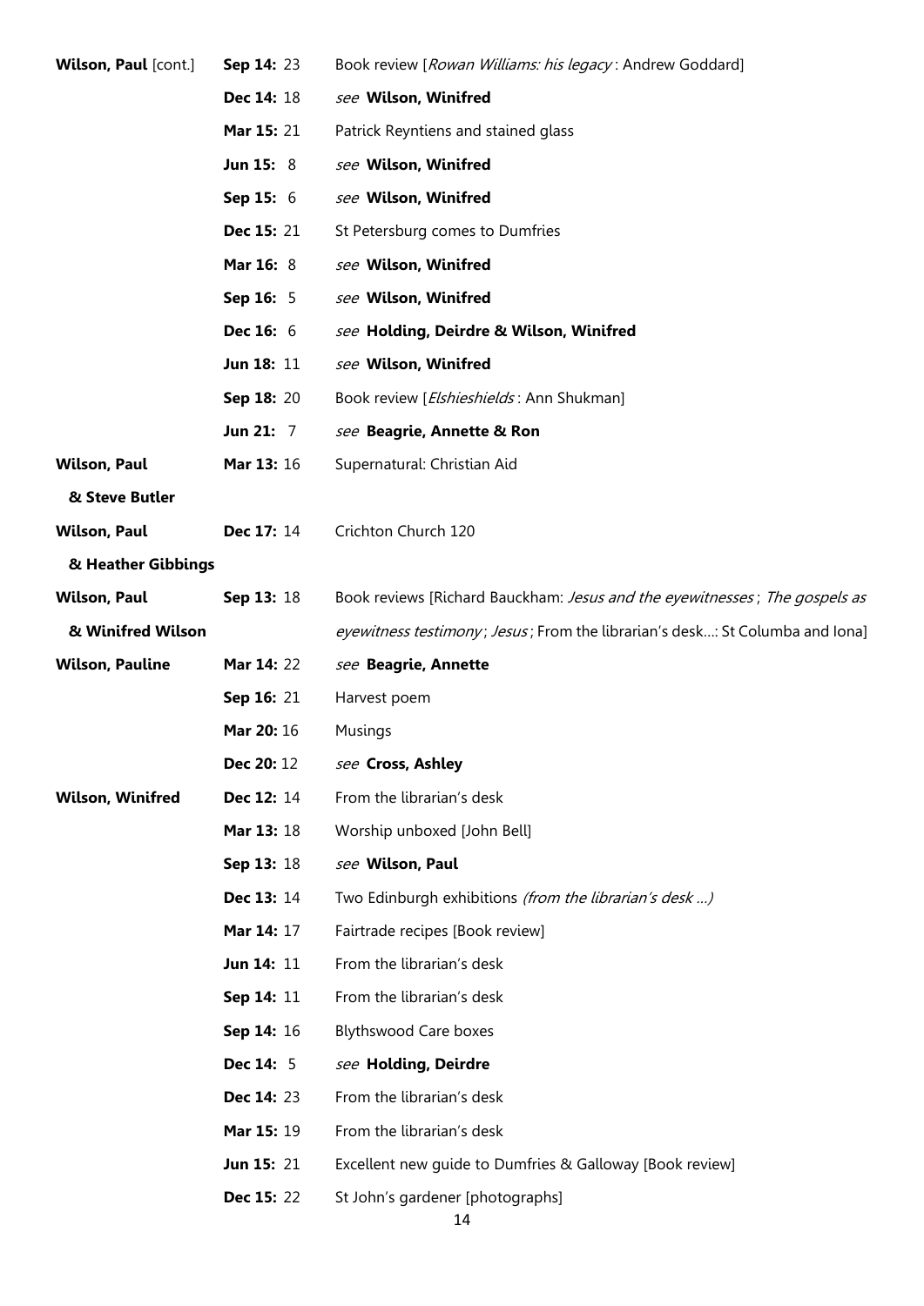| | | |
|---|---|---|
| **Wilson, Paul** [cont.] | **Sep 14:** 23 | Book review [*Rowan Williams: his legacy*: Andrew Goddard] |
| | **Dec 14:** 18 | *see* **Wilson, Winifred** |
| | **Mar 15:** 21 | Patrick Reyntiens and stained glass |
| | **Jun 15:** 8 | *see* **Wilson, Winifred** |
| | **Sep 15:** 6 | *see* **Wilson, Winifred** |
| | **Dec 15:** 21 | St Petersburg comes to Dumfries |
| | **Mar 16:** 8 | *see* **Wilson, Winifred** |
| | **Sep 16:** 5 | *see* **Wilson, Winifred** |
| | **Dec 16:** 6 | *see* **Holding, Deirdre & Wilson, Winifred** |
| | **Jun 18:** 11 | *see* **Wilson, Winifred** |
| | **Sep 18:** 20 | Book review [*Elshieshields*: Ann Shukman] |
| | **Jun 21:** 7 | *see* **Beagrie, Annette & Ron** |
| **Wilson, Paul & Steve Butler** | **Mar 13:** 16 | Supernatural: Christian Aid |
| **Wilson, Paul & Heather Gibbings** | **Dec 17:** 14 | Crichton Church 120 |
| **Wilson, Paul & Winifred Wilson** | **Sep 13:** 18 | Book reviews [Richard Bauckham: *Jesus and the eyewitnesses*; *The gospels as eyewitness testimony*; *Jesus*; From the librarian's desk...: St Columba and Iona] |
| **Wilson, Pauline** | **Mar 14:** 22 | *see* **Beagrie, Annette** |
| | **Sep 16:** 21 | Harvest poem |
| | **Mar 20:** 16 | Musings |
| | **Dec 20:** 12 | *see* **Cross, Ashley** |
| **Wilson, Winifred** | **Dec 12:** 14 | From the librarian's desk |
| | **Mar 13:** 18 | Worship unboxed [John Bell] |
| | **Sep 13:** 18 | *see* **Wilson, Paul** |
| | **Dec 13:** 14 | Two Edinburgh exhibitions *(from the librarian's desk ...)* |
| | **Mar 14:** 17 | Fairtrade recipes [Book review] |
| | **Jun 14:** 11 | From the librarian's desk |
| | **Sep 14:** 11 | From the librarian's desk |
| | **Sep 14:** 16 | Blythswood Care boxes |
| | **Dec 14:** 5 | *see* **Holding, Deirdre** |
| | **Dec 14:** 23 | From the librarian's desk |
| | **Mar 15:** 19 | From the librarian's desk |
| | **Jun 15:** 21 | Excellent new guide to Dumfries & Galloway [Book review] |
| | **Dec 15:** 22 | St John's gardener [photographs] |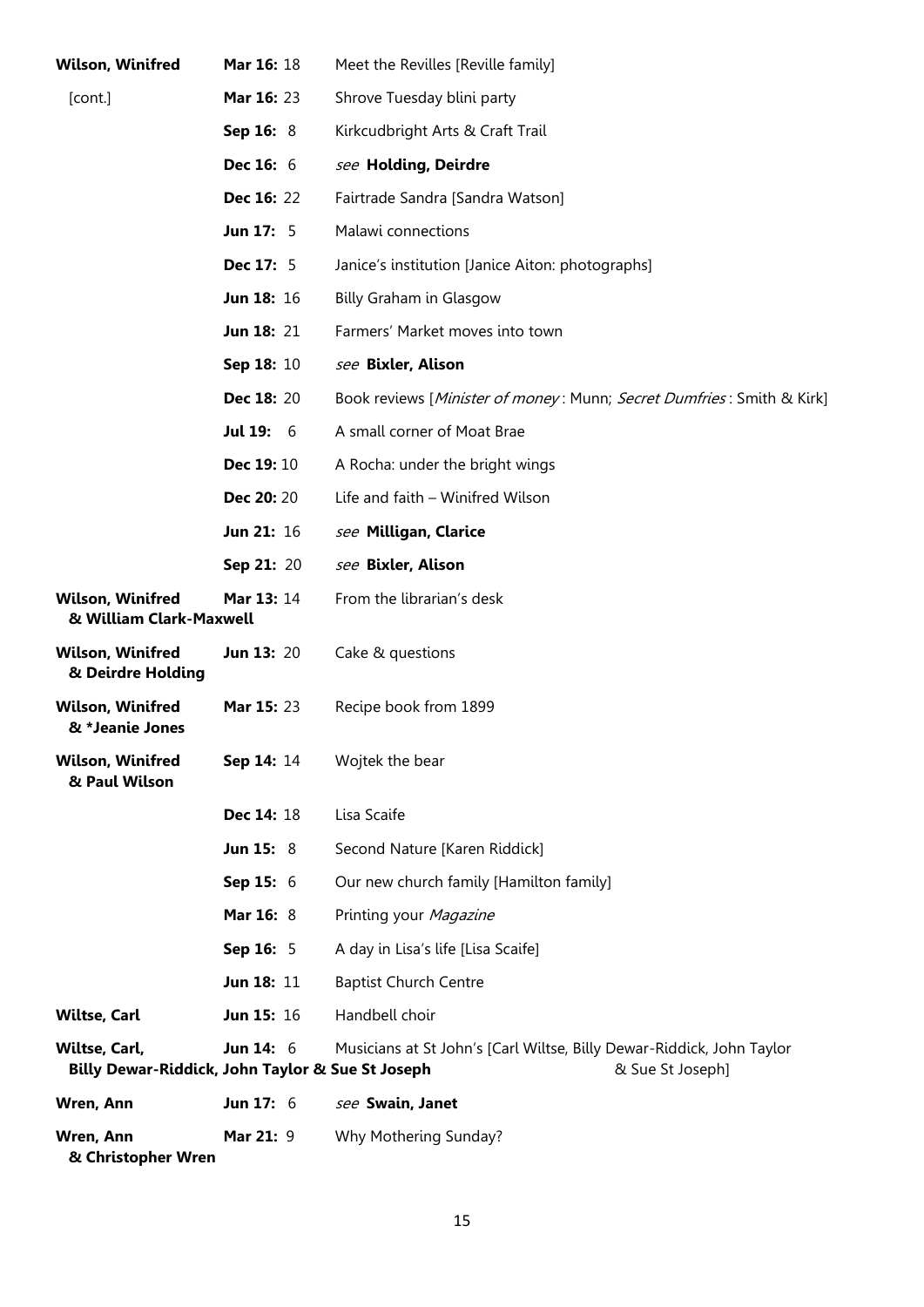| | | |
|---|---|---|
| **Wilson, Winifred** | **Mar 16:** 18 | Meet the Revilles [Reville family] |
| [cont.] | **Mar 16:** 23 | Shrove Tuesday blini party |
| | **Sep 16:** 8 | Kirkcudbright Arts & Craft Trail |
| | **Dec 16:** 6 | *see* **Holding, Deirdre** |
| | **Dec 16:** 22 | Fairtrade Sandra [Sandra Watson] |
| | **Jun 17:** 5 | Malawi connections |
| | **Dec 17:** 5 | Janice's institution [Janice Aiton: photographs] |
| | **Jun 18:** 16 | Billy Graham in Glasgow |
| | **Jun 18:** 21 | Farmers' Market moves into town |
| | **Sep 18:** 10 | *see* **Bixler, Alison** |
| | **Dec 18:** 20 | Book reviews [*Minister of money* : Munn; *Secret Dumfries* : Smith & Kirk] |
| | **Jul 19:** 6 | A small corner of Moat Brae |
| | **Dec 19:** 10 | A Rocha: under the bright wings |
| | **Dec 20:** 20 | Life and faith – Winifred Wilson |
| | **Jun 21:** 16 | *see* **Milligan, Clarice** |
| | **Sep 21:** 20 | *see* **Bixler, Alison** |
| **Wilson, Winifred & William Clark-Maxwell** | **Mar 13:** 14 | From the librarian's desk |
| **Wilson, Winifred & Deirdre Holding** | **Jun 13:** 20 | Cake & questions |
| **Wilson, Winifred & *Jeanie Jones** | **Mar 15:** 23 | Recipe book from 1899 |
| **Wilson, Winifred & Paul Wilson** | **Sep 14:** 14 | Wojtek the bear |
| | **Dec 14:** 18 | Lisa Scaife |
| | **Jun 15:** 8 | Second Nature [Karen Riddick] |
| | **Sep 15:** 6 | Our new church family [Hamilton family] |
| | **Mar 16:** 8 | Printing your *Magazine* |
| | **Sep 16:** 5 | A day in Lisa's life [Lisa Scaife] |
| | **Jun 18:** 11 | Baptist Church Centre |
| **Wiltse, Carl** | **Jun 15:** 16 | Handbell choir |
| **Wiltse, Carl, Billy Dewar-Riddick, John Taylor & Sue St Joseph** | **Jun 14:** 6 | Musicians at St John's [Carl Wiltse, Billy Dewar-Riddick, John Taylor & Sue St Joseph] |
| **Wren, Ann** | **Jun 17:** 6 | *see* **Swain, Janet** |
| **Wren, Ann & Christopher Wren** | **Mar 21:** 9 | Why Mothering Sunday? |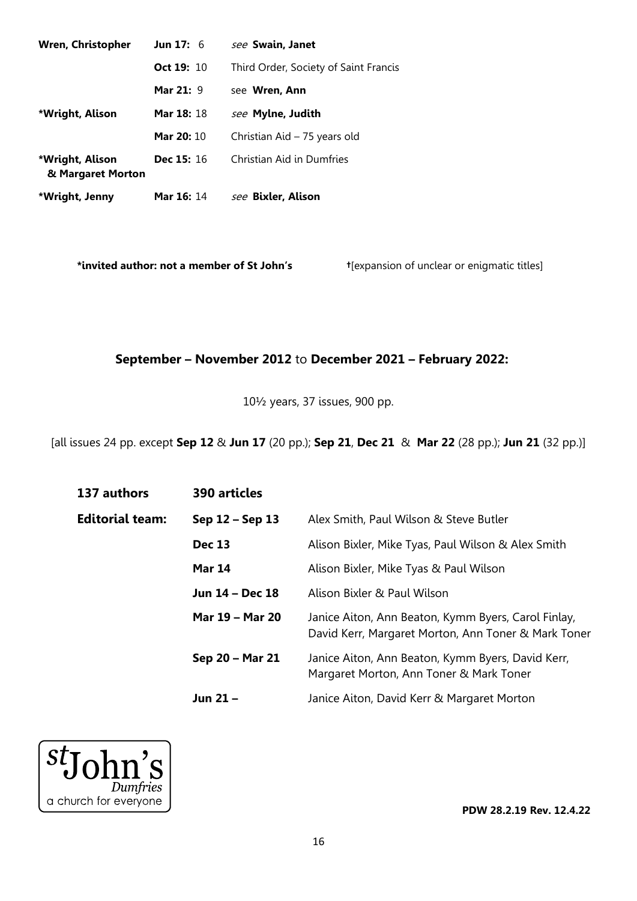| | | |
|---|---|---|
| **Wren, Christopher** | **Jun 17:** 6 | *see* **Swain, Janet** |
| | **Oct 19:** 10 | Third Order, Society of Saint Francis |
| | **Mar 21:** 9 | see **Wren, Ann** |
| ***Wright, Alison** | **Mar 18:** 18 | *see* **Mylne, Judith** |
| | **Mar 20:** 10 | Christian Aid – 75 years old |
| ***Wright, Alison & Margaret Morton** | **Dec 15:** 16 | Christian Aid in Dumfries |
| ***Wright, Jenny** | **Mar 16:** 14 | *see* **Bixler, Alison** |

**\*invited author: not a member of St John's** †[expansion of unclear or enigmatic titles]

## September – November 2012 to December 2021 – February 2022:

10½ years, 37 issues, 900 pp.

[all issues 24 pp. except **Sep 12** & **Jun 17** (20 pp.); **Sep 21**, **Dec 21** & **Mar 22** (28 pp.); **Jun 21** (32 pp.)]

| | | |
|---|---|---|
| **137 authors** | **390 articles** | |
| **Editorial team:** | **Sep 12 – Sep 13** | Alex Smith, Paul Wilson & Steve Butler |
| | **Dec 13** | Alison Bixler, Mike Tyas, Paul Wilson & Alex Smith |
| | **Mar 14** | Alison Bixler, Mike Tyas & Paul Wilson |
| | **Jun 14 – Dec 18** | Alison Bixler & Paul Wilson |
| | **Mar 19 – Mar 20** | Janice Aiton, Ann Beaton, Kymm Byers, Carol Finlay, David Kerr, Margaret Morton, Ann Toner & Mark Toner |
| | **Sep 20 – Mar 21** | Janice Aiton, Ann Beaton, Kymm Byers, David Kerr, Margaret Morton, Ann Toner & Mark Toner |
| | **Jun 21 –** | Janice Aiton, David Kerr & Margaret Morton |

stJohn's Dumfries
a church for everyone

**PDW 28.2.19 Rev. 12.4.22**